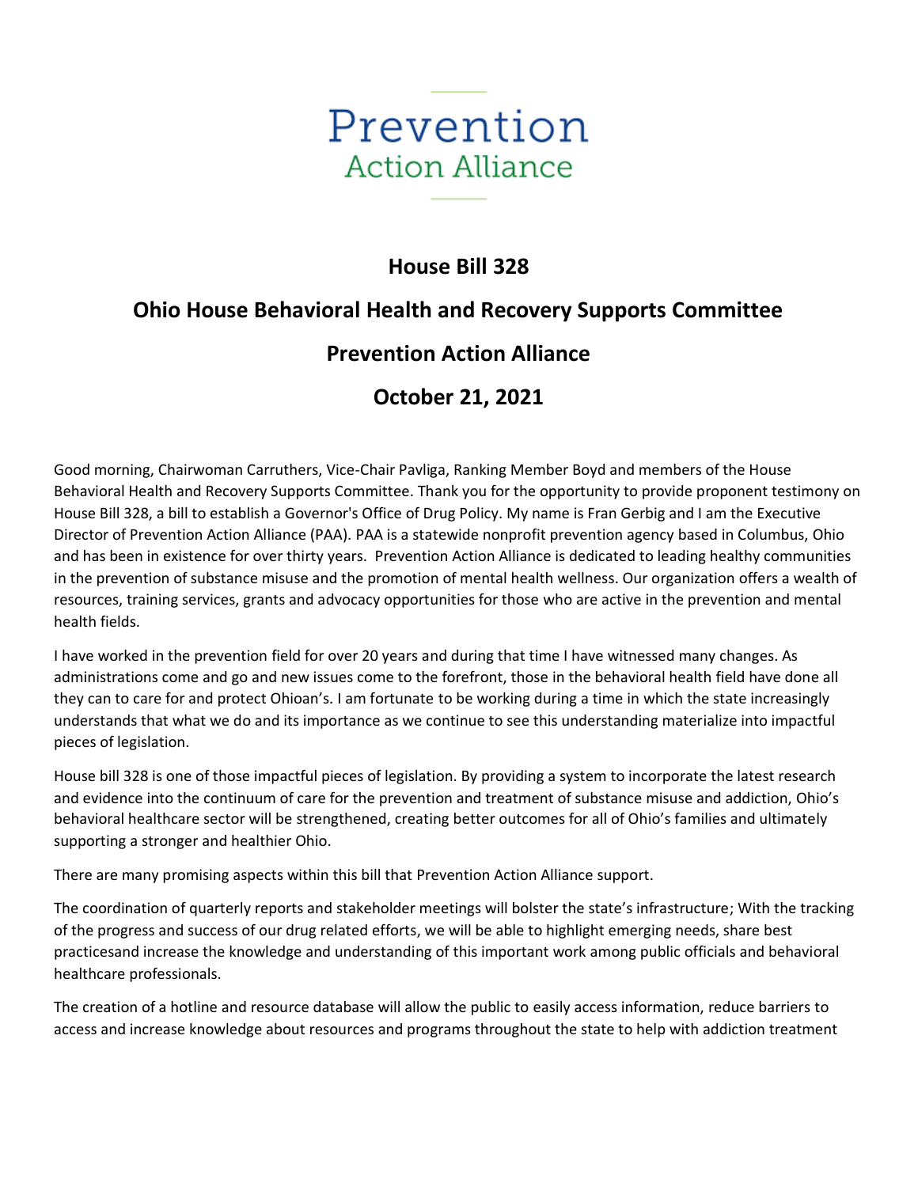Prevention
Action Alliance

# House Bill 328

## Ohio House Behavioral Health and Recovery Supports Committee

## Prevention Action Alliance

## October 21, 2021

Good morning, Chairwoman Carruthers, Vice-Chair Pavliga, Ranking Member Boyd and members of the House Behavioral Health and Recovery Supports Committee. Thank you for the opportunity to provide proponent testimony on House Bill 328, a bill to establish a Governor's Office of Drug Policy. My name is Fran Gerbig and I am the Executive Director of Prevention Action Alliance (PAA). PAA is a statewide nonprofit prevention agency based in Columbus, Ohio and has been in existence for over thirty years. Prevention Action Alliance is dedicated to leading healthy communities in the prevention of substance misuse and the promotion of mental health wellness. Our organization offers a wealth of resources, training services, grants and advocacy opportunities for those who are active in the prevention and mental health fields.

I have worked in the prevention field for over 20 years and during that time I have witnessed many changes. As administrations come and go and new issues come to the forefront, those in the behavioral health field have done all they can to care for and protect Ohioan's. I am fortunate to be working during a time in which the state increasingly understands that what we do and its importance as we continue to see this understanding materialize into impactful pieces of legislation.

House bill 328 is one of those impactful pieces of legislation. By providing a system to incorporate the latest research and evidence into the continuum of care for the prevention and treatment of substance misuse and addiction, Ohio's behavioral healthcare sector will be strengthened, creating better outcomes for all of Ohio's families and ultimately supporting a stronger and healthier Ohio.

There are many promising aspects within this bill that Prevention Action Alliance support.

The coordination of quarterly reports and stakeholder meetings will bolster the state's infrastructure; With the tracking of the progress and success of our drug related efforts, we will be able to highlight emerging needs, share best practicesand increase the knowledge and understanding of this important work among public officials and behavioral healthcare professionals.

The creation of a hotline and resource database will allow the public to easily access information, reduce barriers to access and increase knowledge about resources and programs throughout the state to help with addiction treatment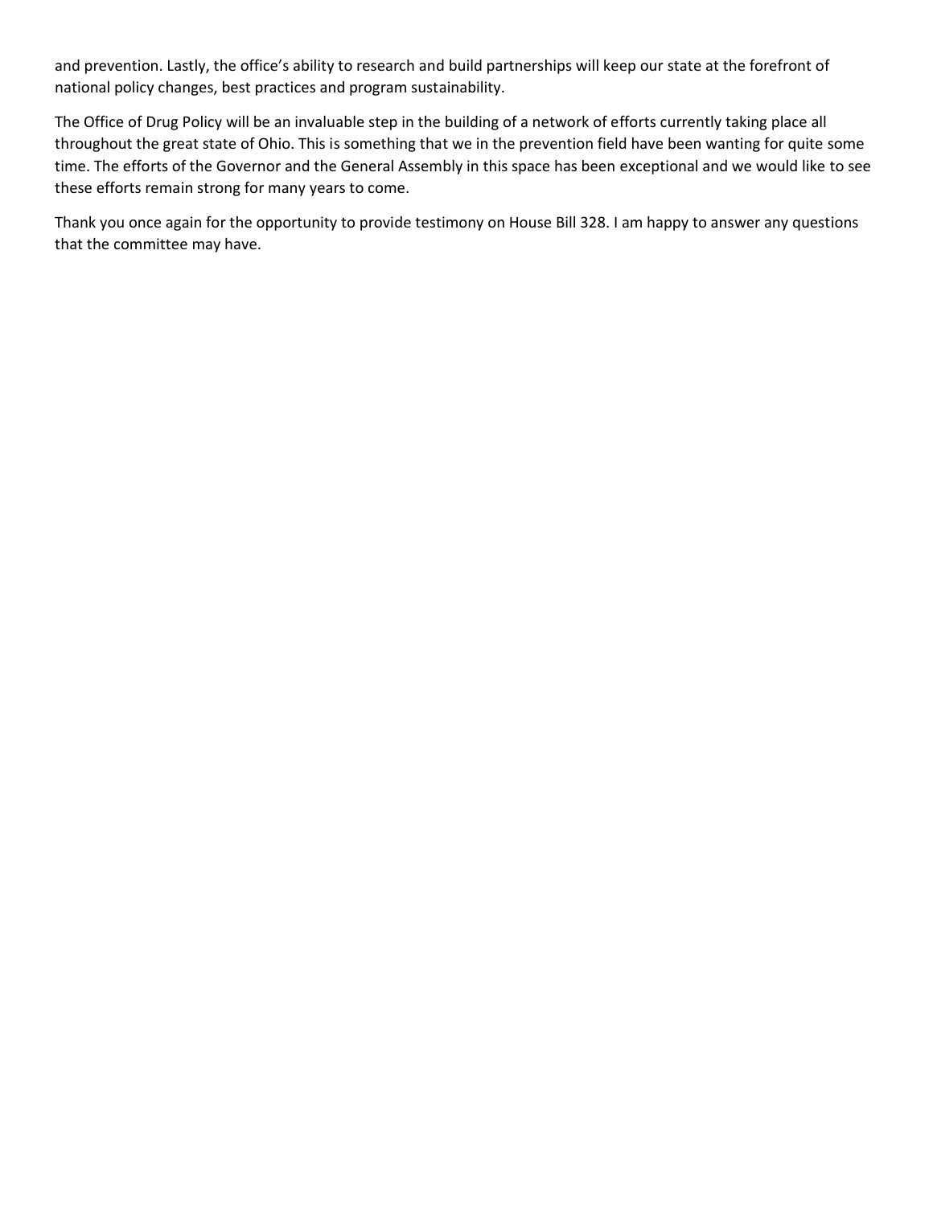and prevention. Lastly, the office's ability to research and build partnerships will keep our state at the forefront of national policy changes, best practices and program sustainability.

The Office of Drug Policy will be an invaluable step in the building of a network of efforts currently taking place all throughout the great state of Ohio. This is something that we in the prevention field have been wanting for quite some time. The efforts of the Governor and the General Assembly in this space has been exceptional and we would like to see these efforts remain strong for many years to come.

Thank you once again for the opportunity to provide testimony on House Bill 328. I am happy to answer any questions that the committee may have.